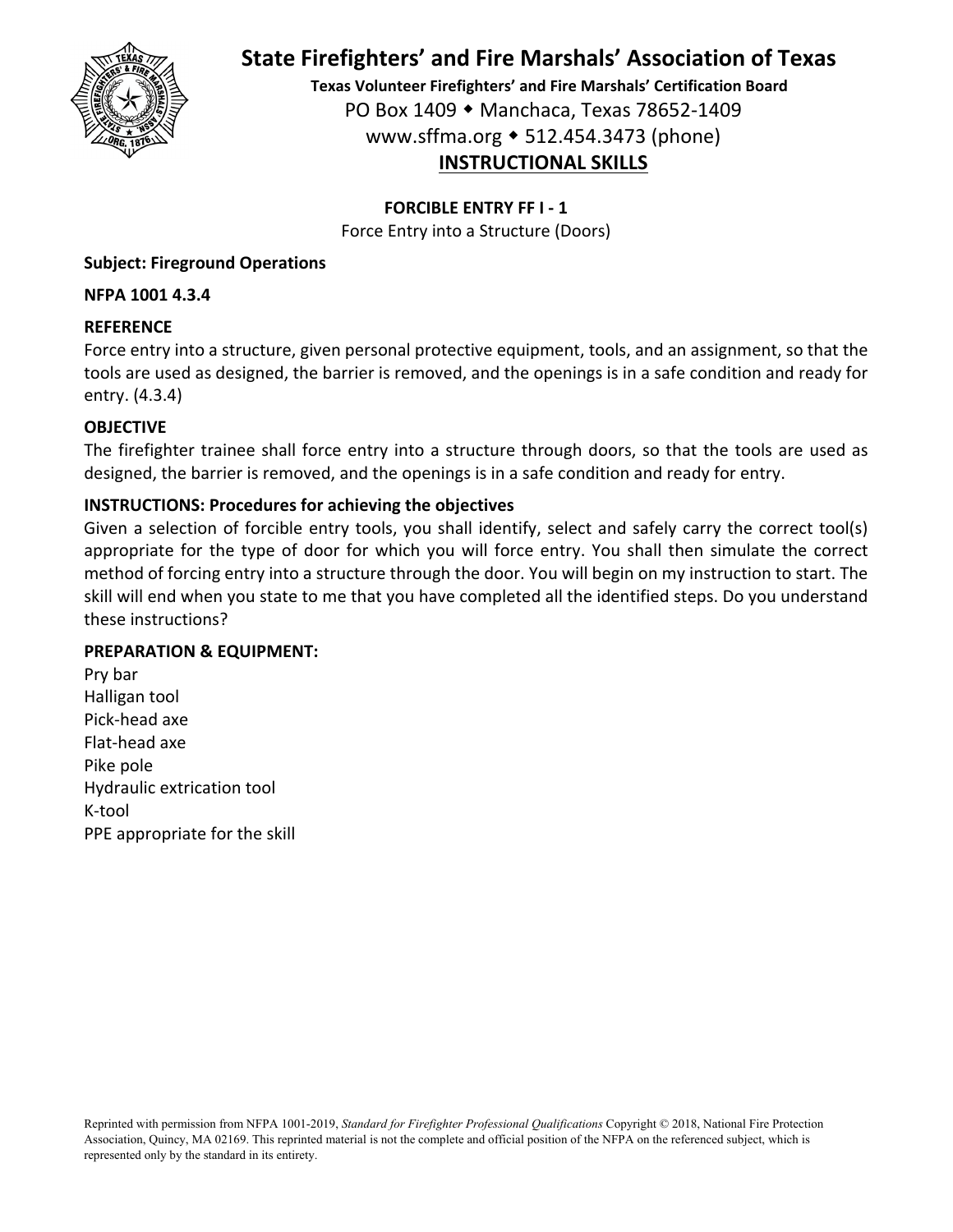# State Firefighters' and Fire Marshals' Association of Texas

**Texas Volunteer Firefighters' and Fire Marshals' Certification Board**

PO Box 1409 ◆ Manchaca, Texas 78652-1409

www.sffma.org ◆ 512.454.3473 (phone)

## INSTRUCTIONAL SKILLS

### FORCIBLE ENTRY FF I - 1

Force Entry into a Structure (Doors)

**Subject: Fireground Operations**

**NFPA 1001 4.3.4**

**REFERENCE**

Force entry into a structure, given personal protective equipment, tools, and an assignment, so that the tools are used as designed, the barrier is removed, and the openings is in a safe condition and ready for entry. (4.3.4)

**OBJECTIVE**

The firefighter trainee shall force entry into a structure through doors, so that the tools are used as designed, the barrier is removed, and the openings is in a safe condition and ready for entry.

**INSTRUCTIONS: Procedures for achieving the objectives**

Given a selection of forcible entry tools, you shall identify, select and safely carry the correct tool(s) appropriate for the type of door for which you will force entry. You shall then simulate the correct method of forcing entry into a structure through the door. You will begin on my instruction to start. The skill will end when you state to me that you have completed all the identified steps. Do you understand these instructions?

**PREPARATION & EQUIPMENT:**

Pry bar
Halligan tool
Pick-head axe
Flat-head axe
Pike pole
Hydraulic extrication tool
K-tool
PPE appropriate for the skill

Reprinted with permission from NFPA 1001-2019, *Standard for Firefighter Professional Qualifications* Copyright © 2018, National Fire Protection Association, Quincy, MA 02169. This reprinted material is not the complete and official position of the NFPA on the referenced subject, which is represented only by the standard in its entirety.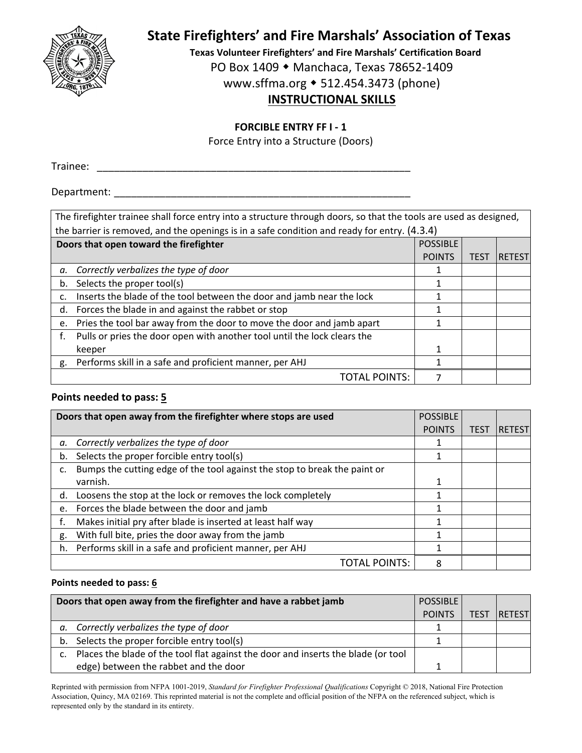# State Firefighters' and Fire Marshals' Association of Texas

**Texas Volunteer Firefighters' and Fire Marshals' Certification Board**

PO Box 1409 ◆ Manchaca, Texas 78652-1409

www.sffma.org ◆ 512.454.3473 (phone)

## INSTRUCTIONAL SKILLS

**FORCIBLE ENTRY FF I - 1**

Force Entry into a Structure (Doors)

Trainee: ___________________________________________________________

Department: ________________________________________________________

The firefighter trainee shall force entry into a structure through doors, so that the tools are used as designed, the barrier is removed, and the openings is in a safe condition and ready for entry. (4.3.4)

| **Doors that open toward the firefighter** | POSSIBLE POINTS | TEST | RETEST |
|---|---|---|---|
| *a. Correctly verbalizes the type of door* | 1 | | |
| b. Selects the proper tool(s) | 1 | | |
| c. Inserts the blade of the tool between the door and jamb near the lock | 1 | | |
| d. Forces the blade in and against the rabbet or stop | 1 | | |
| e. Pries the tool bar away from the door to move the door and jamb apart | 1 | | |
| f. Pulls or pries the door open with another tool until the lock clears the keeper | 1 | | |
| g. Performs skill in a safe and proficient manner, per AHJ | 1 | | |
| TOTAL POINTS: | 7 | | |

**Points needed to pass: 5**

| **Doors that open away from the firefighter where stops are used** | POSSIBLE POINTS | TEST | RETEST |
|---|---|---|---|
| *a. Correctly verbalizes the type of door* | 1 | | |
| b. Selects the proper forcible entry tool(s) | 1 | | |
| c. Bumps the cutting edge of the tool against the stop to break the paint or varnish. | 1 | | |
| d. Loosens the stop at the lock or removes the lock completely | 1 | | |
| e. Forces the blade between the door and jamb | 1 | | |
| f. Makes initial pry after blade is inserted at least half way | 1 | | |
| g. With full bite, pries the door away from the jamb | 1 | | |
| h. Performs skill in a safe and proficient manner, per AHJ | 1 | | |
| TOTAL POINTS: | 8 | | |

**Points needed to pass: 6**

| **Doors that open away from the firefighter and have a rabbet jamb** | POSSIBLE POINTS | TEST | RETEST |
|---|---|---|---|
| *a. Correctly verbalizes the type of door* | 1 | | |
| b. Selects the proper forcible entry tool(s) | 1 | | |
| c. Places the blade of the tool flat against the door and inserts the blade (or tool edge) between the rabbet and the door | 1 | | |

Reprinted with permission from NFPA 1001-2019, *Standard for Firefighter Professional Qualifications* Copyright © 2018, National Fire Protection Association, Quincy, MA 02169. This reprinted material is not the complete and official position of the NFPA on the referenced subject, which is represented only by the standard in its entirety.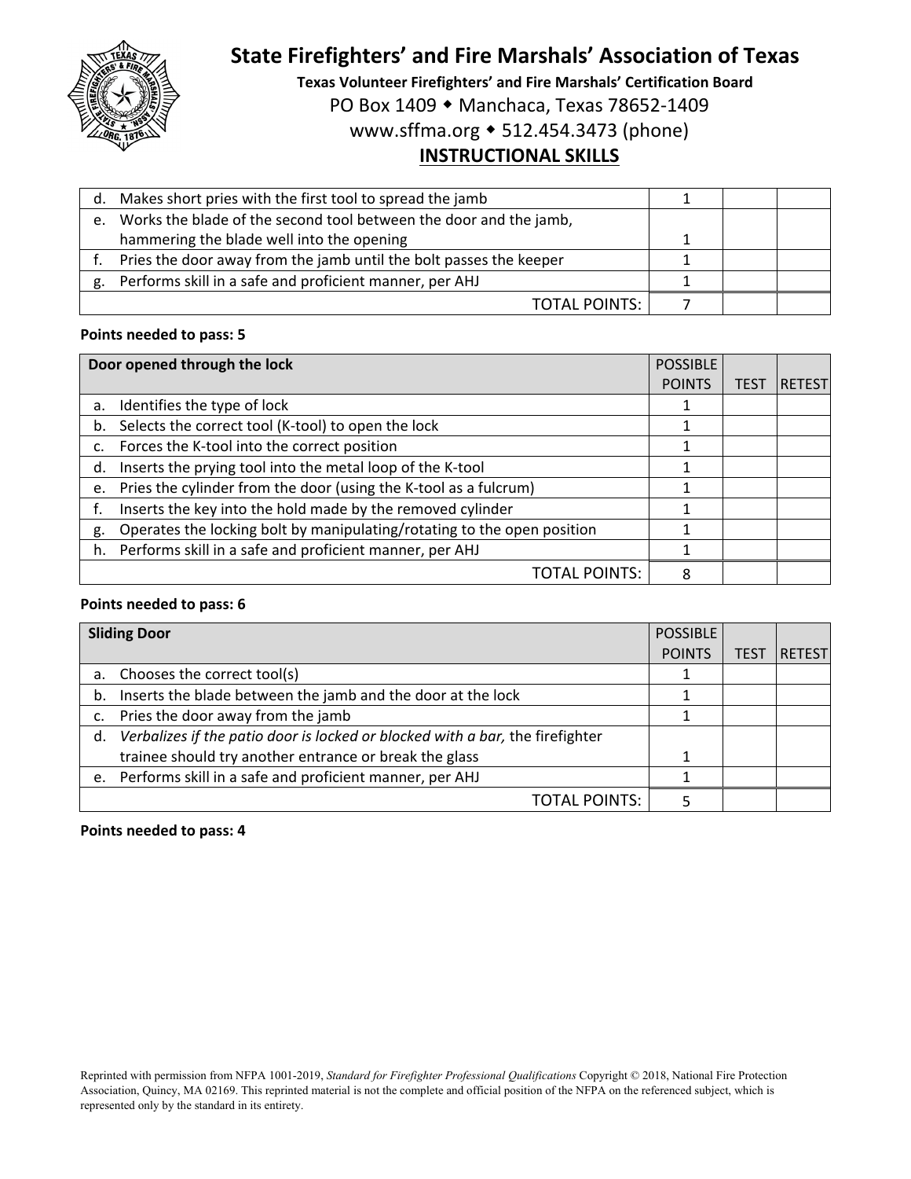| | POSSIBLE POINTS | TEST | RETEST |
|---|---|---|---|
| d. Makes short pries with the first tool to spread the jamb | 1 | | |
| e. Works the blade of the second tool between the door and the jamb, hammering the blade well into the opening | 1 | | |
| f. Pries the door away from the jamb until the bolt passes the keeper | 1 | | |
| g. Performs skill in a safe and proficient manner, per AHJ | 1 | | |
| TOTAL POINTS: | 7 | | |

**Points needed to pass: 5**

| Door opened through the lock | POSSIBLE POINTS | TEST | RETEST |
|---|---|---|---|
| a. Identifies the type of lock | 1 | | |
| b. Selects the correct tool (K-tool) to open the lock | 1 | | |
| c. Forces the K-tool into the correct position | 1 | | |
| d. Inserts the prying tool into the metal loop of the K-tool | 1 | | |
| e. Pries the cylinder from the door (using the K-tool as a fulcrum) | 1 | | |
| f. Inserts the key into the hold made by the removed cylinder | 1 | | |
| g. Operates the locking bolt by manipulating/rotating to the open position | 1 | | |
| h. Performs skill in a safe and proficient manner, per AHJ | 1 | | |
| TOTAL POINTS: | 8 | | |

**Points needed to pass: 6**

| Sliding Door | POSSIBLE POINTS | TEST | RETEST |
|---|---|---|---|
| a. Chooses the correct tool(s) | 1 | | |
| b. Inserts the blade between the jamb and the door at the lock | 1 | | |
| c. Pries the door away from the jamb | 1 | | |
| d. *Verbalizes if the patio door is locked or blocked with a bar,* the firefighter trainee should try another entrance or break the glass | 1 | | |
| e. Performs skill in a safe and proficient manner, per AHJ | 1 | | |
| TOTAL POINTS: | 5 | | |

**Points needed to pass: 4**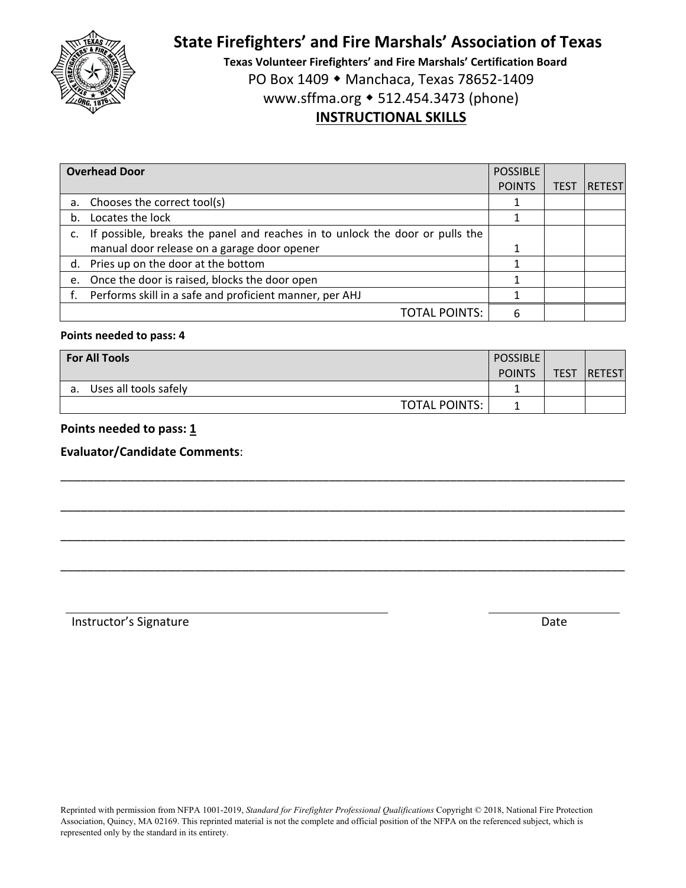# State Firefighters' and Fire Marshals' Association of Texas

**Texas Volunteer Firefighters' and Fire Marshals' Certification Board**

PO Box 1409 ◆ Manchaca, Texas 78652-1409

www.sffma.org ◆ 512.454.3473 (phone)

## INSTRUCTIONAL SKILLS

| **Overhead Door** | POSSIBLE POINTS | TEST | RETEST |
|---|---|---|---|
| a. Chooses the correct tool(s) | 1 | | |
| b. Locates the lock | 1 | | |
| c. If possible, breaks the panel and reaches in to unlock the door or pulls the manual door release on a garage door opener | 1 | | |
| d. Pries up on the door at the bottom | 1 | | |
| e. Once the door is raised, blocks the door open | 1 | | |
| f. Performs skill in a safe and proficient manner, per AHJ | 1 | | |
| TOTAL POINTS: | 6 | | |

**Points needed to pass: 4**

| **For All Tools** | POSSIBLE POINTS | TEST | RETEST |
|---|---|---|---|
| a. Uses all tools safely | 1 | | |
| TOTAL POINTS: | 1 | | |

**Points needed to pass: 1**

**Evaluator/Candidate Comments**:

______________________________________________________________________________

______________________________________________________________________________

______________________________________________________________________________

______________________________________________________________________________

_______________________________________________ &nbsp;&nbsp;&nbsp;&nbsp;&nbsp;&nbsp;&nbsp;&nbsp; ____________________

Instructor's Signature &nbsp;&nbsp;&nbsp;&nbsp;&nbsp;&nbsp;&nbsp;&nbsp;&nbsp;&nbsp;&nbsp;&nbsp;&nbsp;&nbsp;&nbsp;&nbsp;&nbsp;&nbsp;&nbsp;&nbsp;&nbsp;&nbsp;&nbsp;&nbsp;&nbsp;&nbsp;&nbsp;&nbsp;&nbsp;&nbsp;&nbsp;&nbsp; Date

Reprinted with permission from NFPA 1001-2019, *Standard for Firefighter Professional Qualifications* Copyright © 2018, National Fire Protection Association, Quincy, MA 02169. This reprinted material is not the complete and official position of the NFPA on the referenced subject, which is represented only by the standard in its entirety.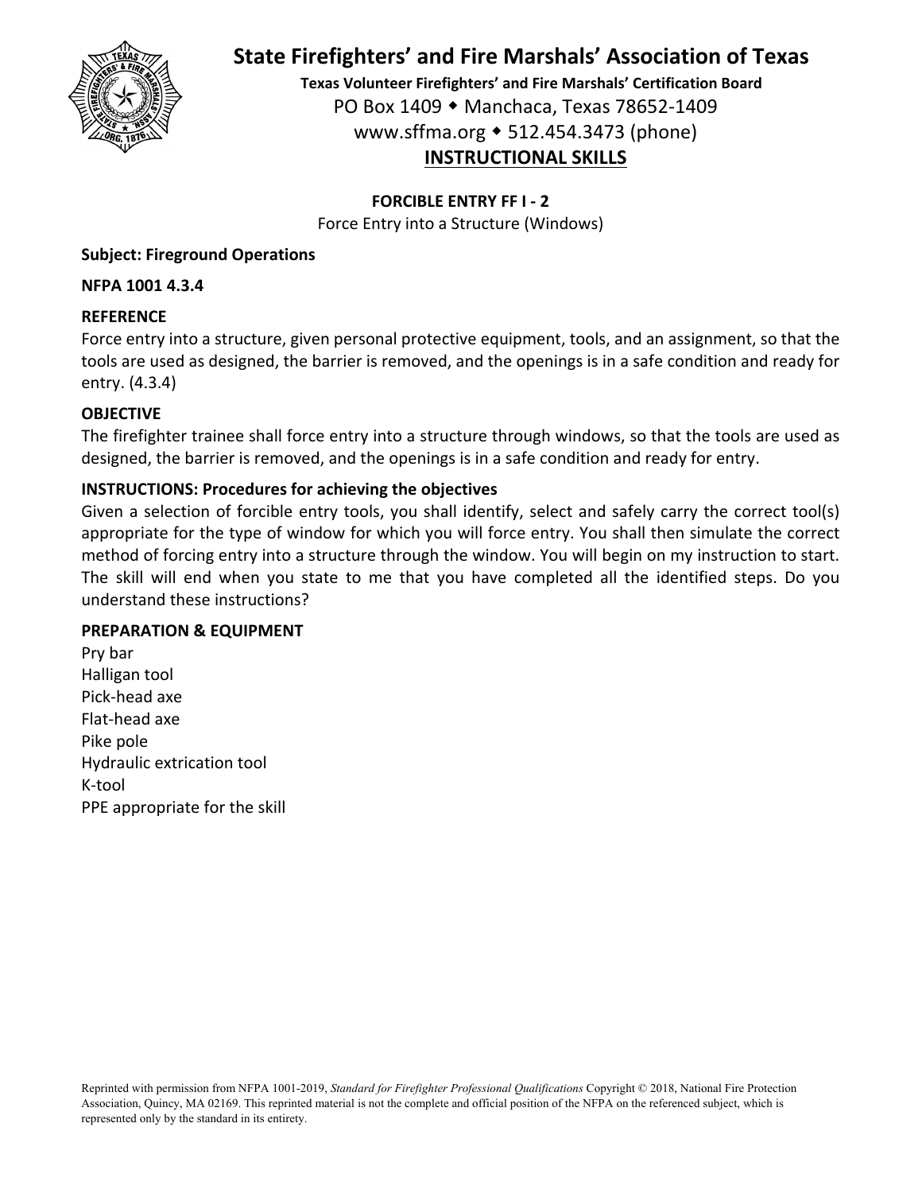# State Firefighters' and Fire Marshals' Association of Texas

**Texas Volunteer Firefighters' and Fire Marshals' Certification Board**

PO Box 1409 ◆ Manchaca, Texas 78652-1409

www.sffma.org ◆ 512.454.3473 (phone)

## INSTRUCTIONAL SKILLS

### FORCIBLE ENTRY FF I - 2

Force Entry into a Structure (Windows)

**Subject: Fireground Operations**

**NFPA 1001 4.3.4**

**REFERENCE**

Force entry into a structure, given personal protective equipment, tools, and an assignment, so that the tools are used as designed, the barrier is removed, and the openings is in a safe condition and ready for entry. (4.3.4)

**OBJECTIVE**

The firefighter trainee shall force entry into a structure through windows, so that the tools are used as designed, the barrier is removed, and the openings is in a safe condition and ready for entry.

**INSTRUCTIONS: Procedures for achieving the objectives**

Given a selection of forcible entry tools, you shall identify, select and safely carry the correct tool(s) appropriate for the type of window for which you will force entry. You shall then simulate the correct method of forcing entry into a structure through the window. You will begin on my instruction to start. The skill will end when you state to me that you have completed all the identified steps. Do you understand these instructions?

**PREPARATION & EQUIPMENT**

Pry bar
Halligan tool
Pick-head axe
Flat-head axe
Pike pole
Hydraulic extrication tool
K-tool
PPE appropriate for the skill

Reprinted with permission from NFPA 1001-2019, *Standard for Firefighter Professional Qualifications* Copyright © 2018, National Fire Protection Association, Quincy, MA 02169. This reprinted material is not the complete and official position of the NFPA on the referenced subject, which is represented only by the standard in its entirety.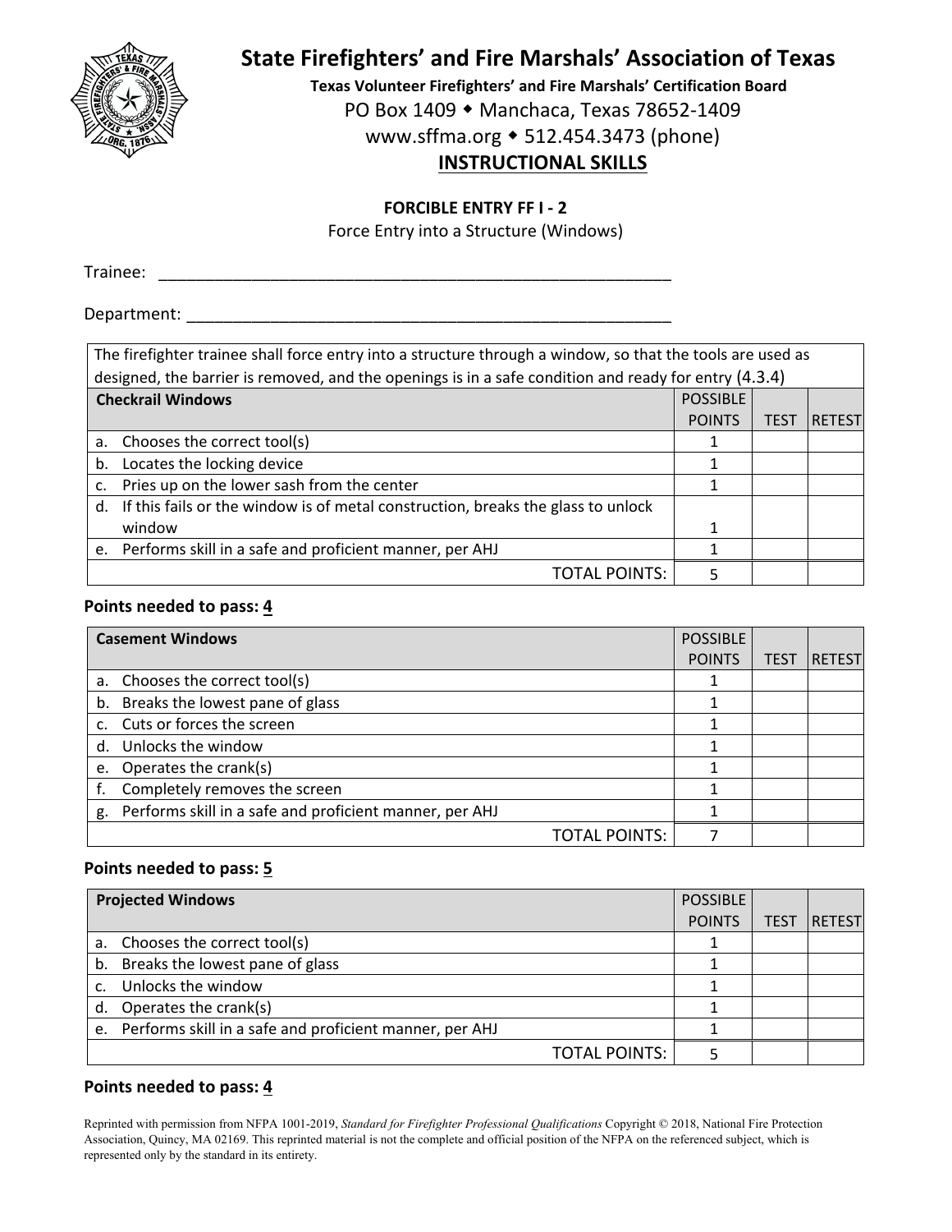# State Firefighters' and Fire Marshals' Association of Texas

**Texas Volunteer Firefighters' and Fire Marshals' Certification Board**

PO Box 1409 ◆ Manchaca, Texas 78652-1409

www.sffma.org ◆ 512.454.3473 (phone)

## INSTRUCTIONAL SKILLS

**FORCIBLE ENTRY FF I - 2**

Force Entry into a Structure (Windows)

Trainee: ___________________________________________________________

Department: ________________________________________________________

The firefighter trainee shall force entry into a structure through a window, so that the tools are used as designed, the barrier is removed, and the openings is in a safe condition and ready for entry (4.3.4)

| **Checkrail Windows** | POSSIBLE POINTS | TEST | RETEST |
|---|---|---|---|
| a. Chooses the correct tool(s) | 1 | | |
| b. Locates the locking device | 1 | | |
| c. Pries up on the lower sash from the center | 1 | | |
| d. If this fails or the window is of metal construction, breaks the glass to unlock window | 1 | | |
| e. Performs skill in a safe and proficient manner, per AHJ | 1 | | |
| TOTAL POINTS: | 5 | | |

**Points needed to pass: 4**

| **Casement Windows** | POSSIBLE POINTS | TEST | RETEST |
|---|---|---|---|
| a. Chooses the correct tool(s) | 1 | | |
| b. Breaks the lowest pane of glass | 1 | | |
| c. Cuts or forces the screen | 1 | | |
| d. Unlocks the window | 1 | | |
| e. Operates the crank(s) | 1 | | |
| f. Completely removes the screen | 1 | | |
| g. Performs skill in a safe and proficient manner, per AHJ | 1 | | |
| TOTAL POINTS: | 7 | | |

**Points needed to pass: 5**

| **Projected Windows** | POSSIBLE POINTS | TEST | RETEST |
|---|---|---|---|
| a. Chooses the correct tool(s) | 1 | | |
| b. Breaks the lowest pane of glass | 1 | | |
| c. Unlocks the window | 1 | | |
| d. Operates the crank(s) | 1 | | |
| e. Performs skill in a safe and proficient manner, per AHJ | 1 | | |
| TOTAL POINTS: | 5 | | |

**Points needed to pass: 4**

Reprinted with permission from NFPA 1001-2019, *Standard for Firefighter Professional Qualifications* Copyright © 2018, National Fire Protection Association, Quincy, MA 02169. This reprinted material is not the complete and official position of the NFPA on the referenced subject, which is represented only by the standard in its entirety.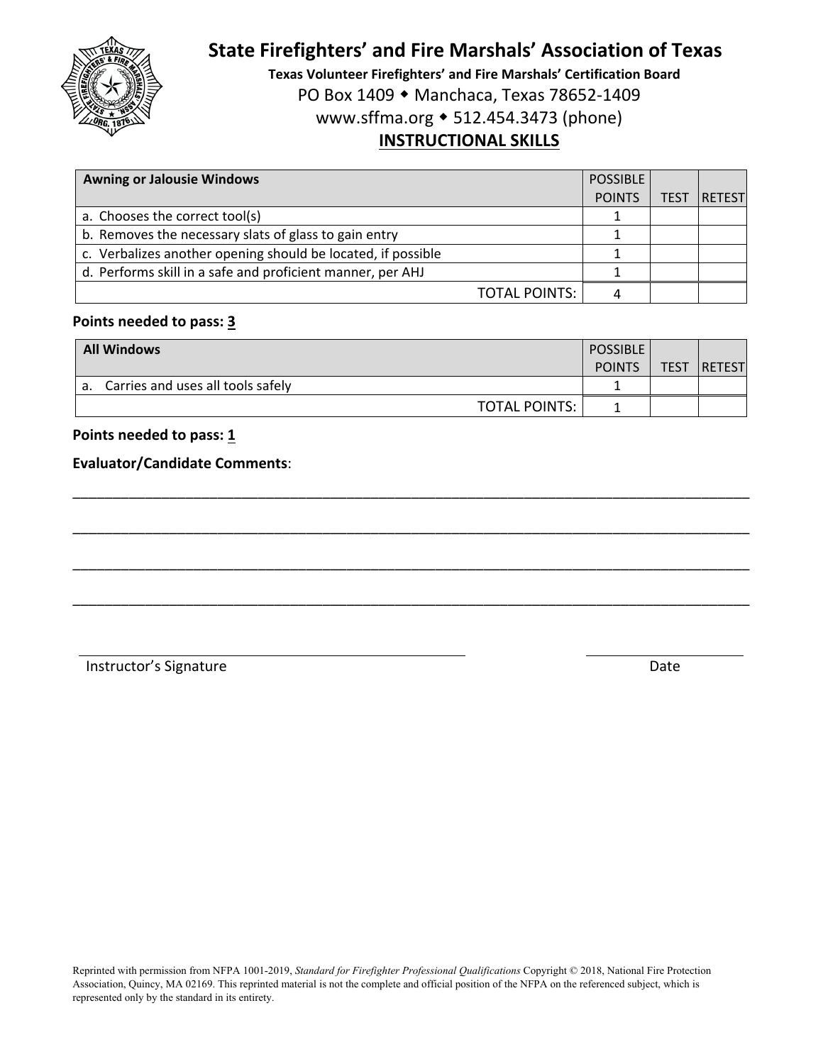# State Firefighters' and Fire Marshals' Association of Texas

**Texas Volunteer Firefighters' and Fire Marshals' Certification Board**

PO Box 1409 ◆ Manchaca, Texas 78652-1409

www.sffma.org ◆ 512.454.3473 (phone)

## INSTRUCTIONAL SKILLS

| Awning or Jalousie Windows | POSSIBLE POINTS | TEST | RETEST |
|---|---|---|---|
| a. Chooses the correct tool(s) | 1 | | |
| b. Removes the necessary slats of glass to gain entry | 1 | | |
| c. Verbalizes another opening should be located, if possible | 1 | | |
| d. Performs skill in a safe and proficient manner, per AHJ | 1 | | |
| TOTAL POINTS: | 4 | | |

**Points needed to pass: 3**

| All Windows | POSSIBLE POINTS | TEST | RETEST |
|---|---|---|---|
| a. Carries and uses all tools safely | 1 | | |
| TOTAL POINTS: | 1 | | |

**Points needed to pass: 1**

**Evaluator/Candidate Comments**:

___________________________________________________________________________________

___________________________________________________________________________________

___________________________________________________________________________________

___________________________________________________________________________________

Instructor's Signature ______________________ Date ______________

Reprinted with permission from NFPA 1001-2019, *Standard for Firefighter Professional Qualifications* Copyright © 2018, National Fire Protection Association, Quincy, MA 02169. This reprinted material is not the complete and official position of the NFPA on the referenced subject, which is represented only by the standard in its entirety.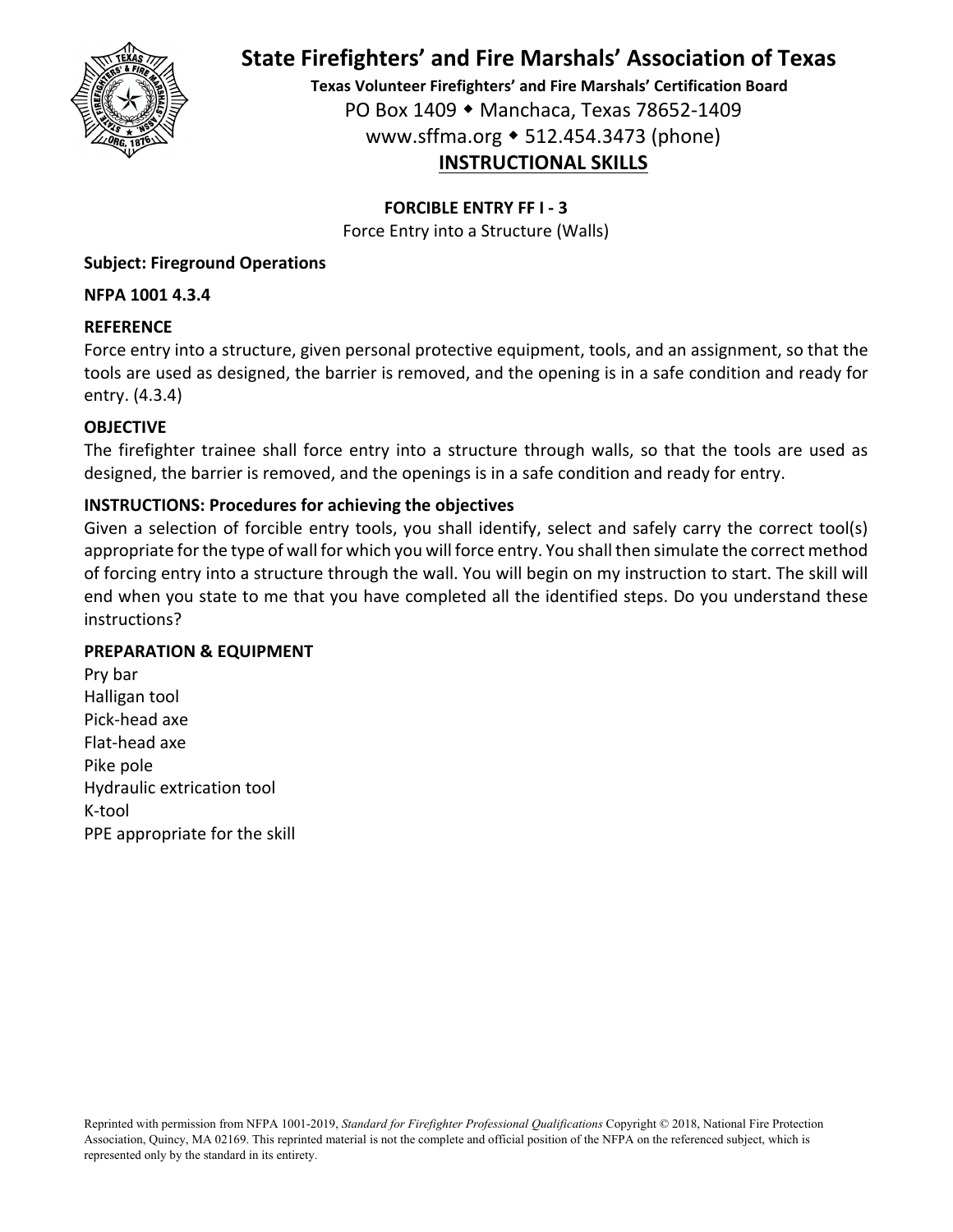# State Firefighters' and Fire Marshals' Association of Texas

**Texas Volunteer Firefighters' and Fire Marshals' Certification Board**

PO Box 1409 ◆ Manchaca, Texas 78652-1409

www.sffma.org ◆ 512.454.3473 (phone)

## INSTRUCTIONAL SKILLS

### FORCIBLE ENTRY FF I - 3

Force Entry into a Structure (Walls)

**Subject: Fireground Operations**

**NFPA 1001 4.3.4**

**REFERENCE**

Force entry into a structure, given personal protective equipment, tools, and an assignment, so that the tools are used as designed, the barrier is removed, and the opening is in a safe condition and ready for entry. (4.3.4)

**OBJECTIVE**

The firefighter trainee shall force entry into a structure through walls, so that the tools are used as designed, the barrier is removed, and the openings is in a safe condition and ready for entry.

**INSTRUCTIONS: Procedures for achieving the objectives**

Given a selection of forcible entry tools, you shall identify, select and safely carry the correct tool(s) appropriate for the type of wall for which you will force entry. You shall then simulate the correct method of forcing entry into a structure through the wall. You will begin on my instruction to start. The skill will end when you state to me that you have completed all the identified steps. Do you understand these instructions?

**PREPARATION & EQUIPMENT**

Pry bar
Halligan tool
Pick-head axe
Flat-head axe
Pike pole
Hydraulic extrication tool
K-tool
PPE appropriate for the skill

Reprinted with permission from NFPA 1001-2019, *Standard for Firefighter Professional Qualifications* Copyright © 2018, National Fire Protection Association, Quincy, MA 02169. This reprinted material is not the complete and official position of the NFPA on the referenced subject, which is represented only by the standard in its entirety.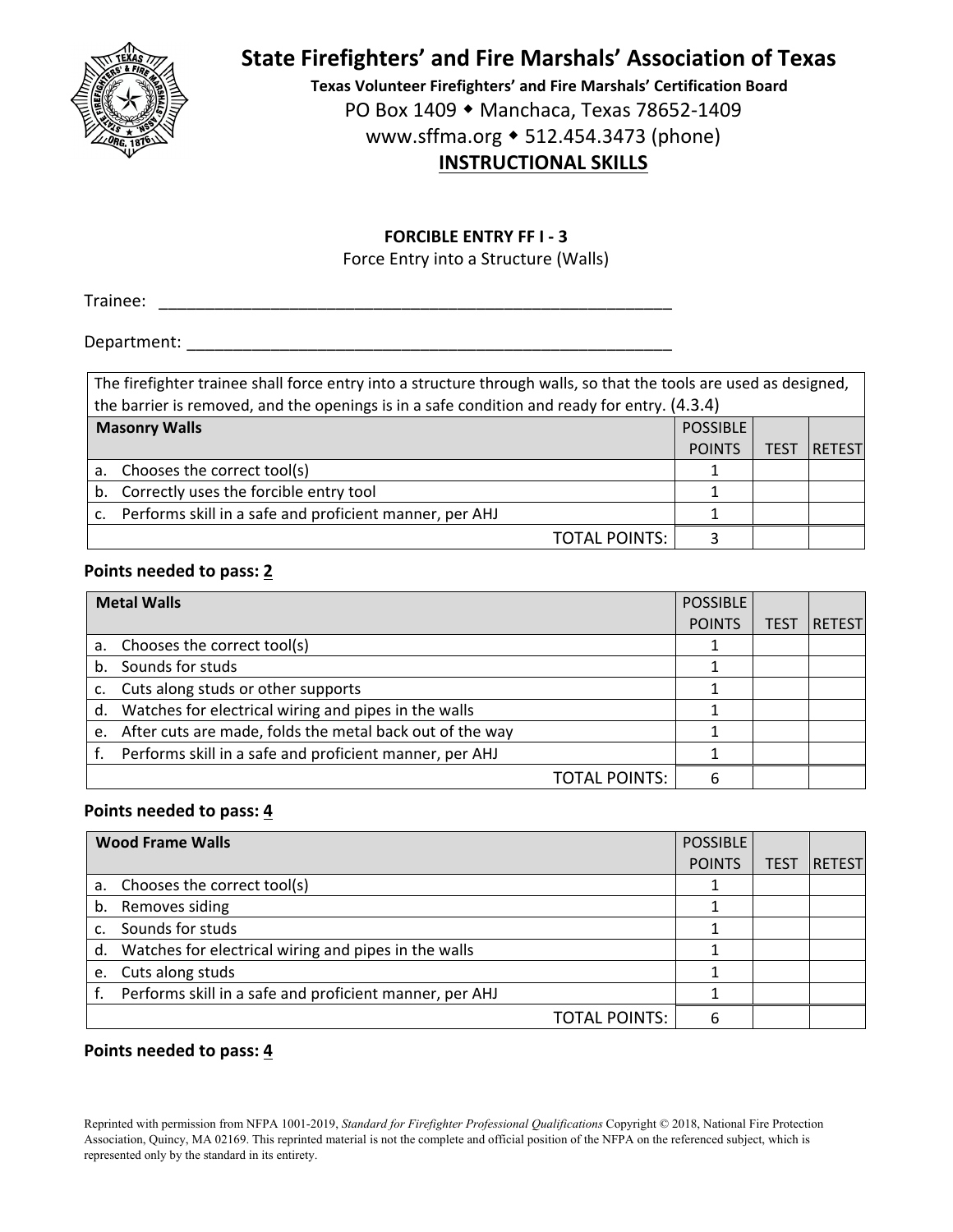# State Firefighters' and Fire Marshals' Association of Texas

**Texas Volunteer Firefighters' and Fire Marshals' Certification Board**

PO Box 1409 ◆ Manchaca, Texas 78652-1409

www.sffma.org ◆ 512.454.3473 (phone)

**INSTRUCTIONAL SKILLS**

**FORCIBLE ENTRY FF I - 3**

Force Entry into a Structure (Walls)

Trainee: ___________________________________________________________

Department: ________________________________________________________

The firefighter trainee shall force entry into a structure through walls, so that the tools are used as designed, the barrier is removed, and the openings is in a safe condition and ready for entry. (4.3.4)

| **Masonry Walls** | POSSIBLE POINTS | TEST | RETEST |
|---|---|---|---|
| a. Chooses the correct tool(s) | 1 | | |
| b. Correctly uses the forcible entry tool | 1 | | |
| c. Performs skill in a safe and proficient manner, per AHJ | 1 | | |
| TOTAL POINTS: | 3 | | |

**Points needed to pass: 2**

| **Metal Walls** | POSSIBLE POINTS | TEST | RETEST |
|---|---|---|---|
| a. Chooses the correct tool(s) | 1 | | |
| b. Sounds for studs | 1 | | |
| c. Cuts along studs or other supports | 1 | | |
| d. Watches for electrical wiring and pipes in the walls | 1 | | |
| e. After cuts are made, folds the metal back out of the way | 1 | | |
| f. Performs skill in a safe and proficient manner, per AHJ | 1 | | |
| TOTAL POINTS: | 6 | | |

**Points needed to pass: 4**

| **Wood Frame Walls** | POSSIBLE POINTS | TEST | RETEST |
|---|---|---|---|
| a. Chooses the correct tool(s) | 1 | | |
| b. Removes siding | 1 | | |
| c. Sounds for studs | 1 | | |
| d. Watches for electrical wiring and pipes in the walls | 1 | | |
| e. Cuts along studs | 1 | | |
| f. Performs skill in a safe and proficient manner, per AHJ | 1 | | |
| TOTAL POINTS: | 6 | | |

**Points needed to pass: 4**

Reprinted with permission from NFPA 1001-2019, *Standard for Firefighter Professional Qualifications* Copyright © 2018, National Fire Protection Association, Quincy, MA 02169. This reprinted material is not the complete and official position of the NFPA on the referenced subject, which is represented only by the standard in its entirety.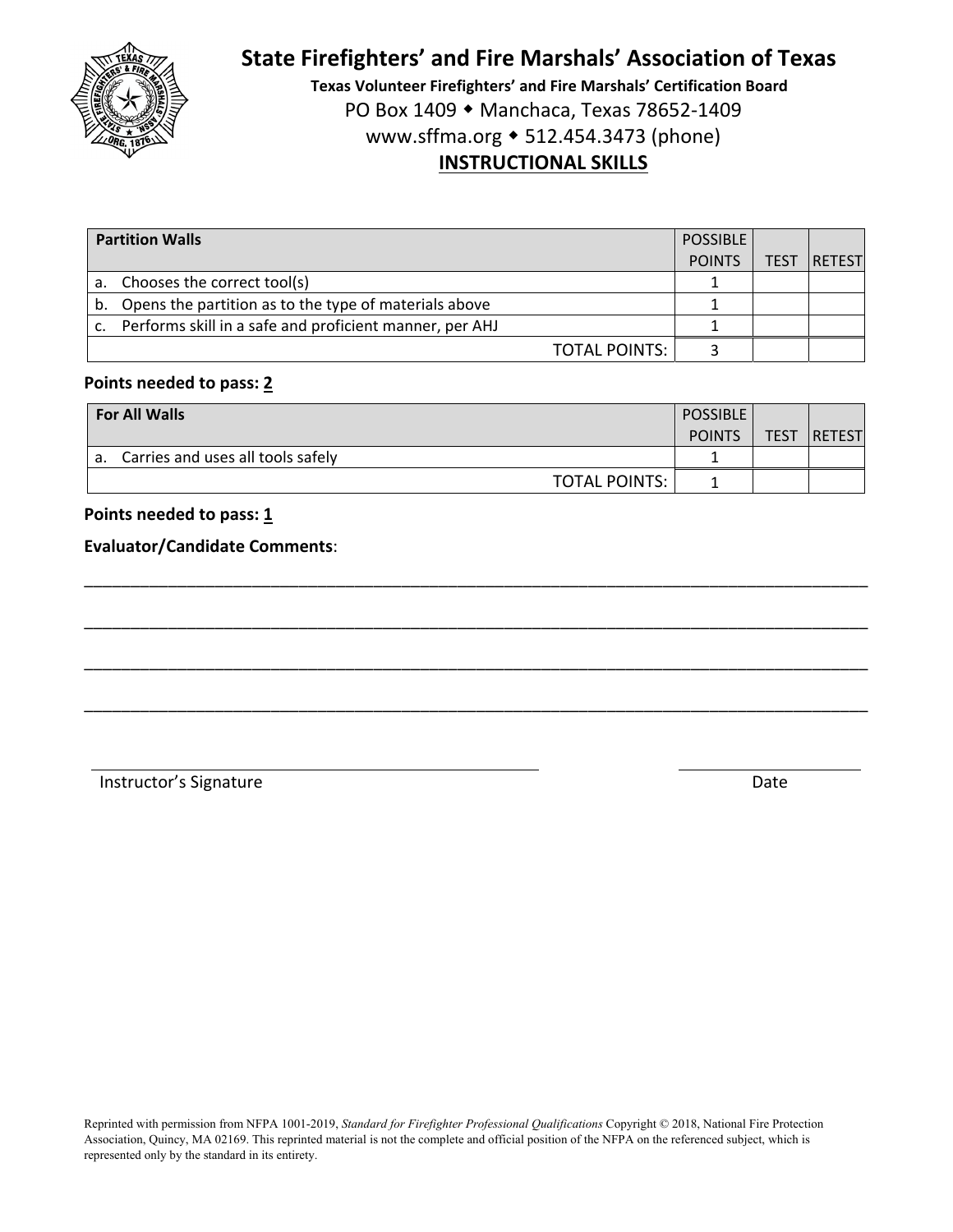# State Firefighters' and Fire Marshals' Association of Texas

**Texas Volunteer Firefighters' and Fire Marshals' Certification Board**

PO Box 1409 ◆ Manchaca, Texas 78652-1409

www.sffma.org ◆ 512.454.3473 (phone)

## INSTRUCTIONAL SKILLS

| Partition Walls | POSSIBLE POINTS | TEST | RETEST |
|---|---|---|---|
| a. Chooses the correct tool(s) | 1 | | |
| b. Opens the partition as to the type of materials above | 1 | | |
| c. Performs skill in a safe and proficient manner, per AHJ | 1 | | |
| TOTAL POINTS: | 3 | | |

**Points needed to pass: 2**

| For All Walls | POSSIBLE POINTS | TEST | RETEST |
|---|---|---|---|
| a. Carries and uses all tools safely | 1 | | |
| TOTAL POINTS: | 1 | | |

**Points needed to pass: 1**

**Evaluator/Candidate Comments**:

______________________________________________________________________________

______________________________________________________________________________

______________________________________________________________________________

______________________________________________________________________________

Instructor's Signature ______________________ Date ______________

Reprinted with permission from NFPA 1001-2019, *Standard for Firefighter Professional Qualifications* Copyright © 2018, National Fire Protection Association, Quincy, MA 02169. This reprinted material is not the complete and official position of the NFPA on the referenced subject, which is represented only by the standard in its entirety.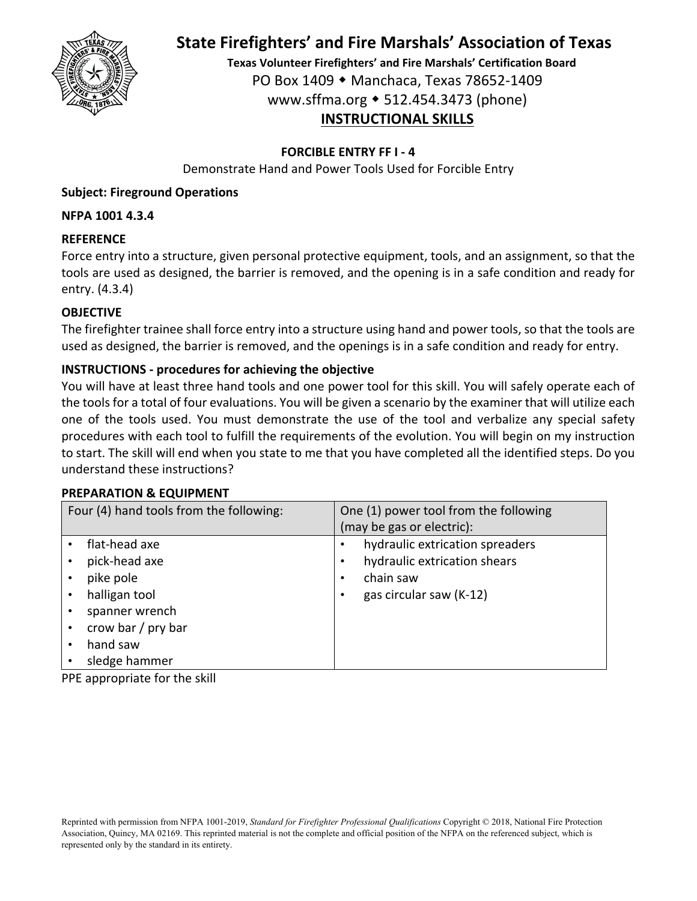# State Firefighters' and Fire Marshals' Association of Texas

**Texas Volunteer Firefighters' and Fire Marshals' Certification Board**

PO Box 1409 ◆ Manchaca, Texas 78652-1409

www.sffma.org ◆ 512.454.3473 (phone)

## INSTRUCTIONAL SKILLS

**FORCIBLE ENTRY FF I - 4**

Demonstrate Hand and Power Tools Used for Forcible Entry

**Subject: Fireground Operations**

**NFPA 1001 4.3.4**

### REFERENCE

Force entry into a structure, given personal protective equipment, tools, and an assignment, so that the tools are used as designed, the barrier is removed, and the opening is in a safe condition and ready for entry. (4.3.4)

### OBJECTIVE

The firefighter trainee shall force entry into a structure using hand and power tools, so that the tools are used as designed, the barrier is removed, and the openings is in a safe condition and ready for entry.

### INSTRUCTIONS - procedures for achieving the objective

You will have at least three hand tools and one power tool for this skill. You will safely operate each of the tools for a total of four evaluations. You will be given a scenario by the examiner that will utilize each one of the tools used. You must demonstrate the use of the tool and verbalize any special safety procedures with each tool to fulfill the requirements of the evolution. You will begin on my instruction to start. The skill will end when you state to me that you have completed all the identified steps. Do you understand these instructions?

### PREPARATION & EQUIPMENT

| Four (4) hand tools from the following: | One (1) power tool from the following (may be gas or electric): |
|---|---|
| • flat-head axe<br>• pick-head axe<br>• pike pole<br>• halligan tool<br>• spanner wrench<br>• crow bar / pry bar<br>• hand saw<br>• sledge hammer | • hydraulic extrication spreaders<br>• hydraulic extrication shears<br>• chain saw<br>• gas circular saw (K-12) |

PPE appropriate for the skill

Reprinted with permission from NFPA 1001-2019, *Standard for Firefighter Professional Qualifications* Copyright © 2018, National Fire Protection Association, Quincy, MA 02169. This reprinted material is not the complete and official position of the NFPA on the referenced subject, which is represented only by the standard in its entirety.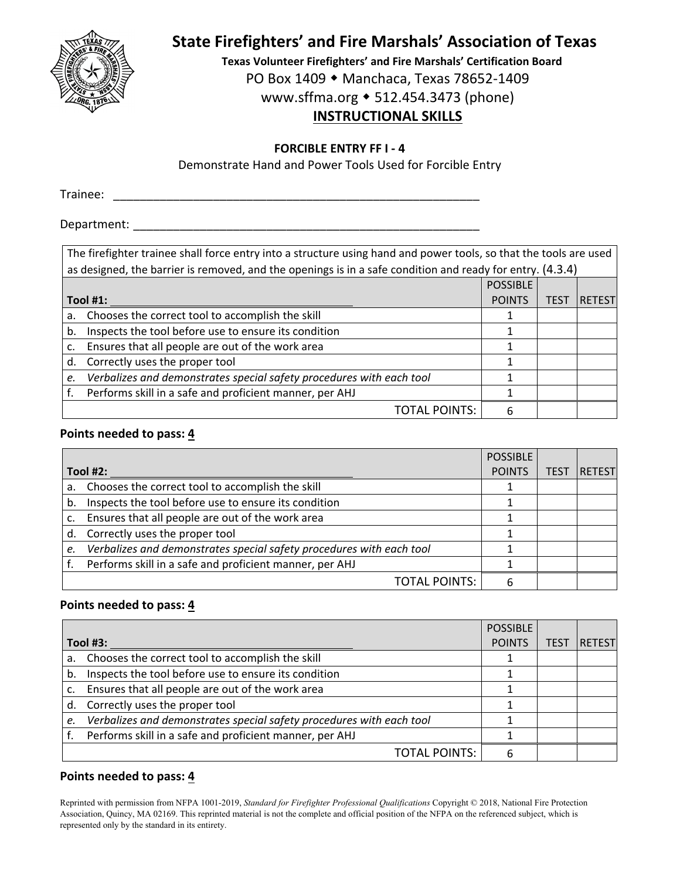# State Firefighters' and Fire Marshals' Association of Texas

**Texas Volunteer Firefighters' and Fire Marshals' Certification Board**

PO Box 1409 ◆ Manchaca, Texas 78652-1409

www.sffma.org ◆ 512.454.3473 (phone)

## INSTRUCTIONAL SKILLS

### FORCIBLE ENTRY FF I - 4

Demonstrate Hand and Power Tools Used for Forcible Entry

Trainee: ________________________________________________________

Department: _____________________________________________________

The firefighter trainee shall force entry into a structure using hand and power tools, so that the tools are used as designed, the barrier is removed, and the openings is in a safe condition and ready for entry. (4.3.4)

| **Tool #1:** ______________________________________ | POSSIBLE POINTS | TEST | RETEST |
|---|---|---|---|
| a. Chooses the correct tool to accomplish the skill | 1 | | |
| b. Inspects the tool before use to ensure its condition | 1 | | |
| c. Ensures that all people are out of the work area | 1 | | |
| d. Correctly uses the proper tool | 1 | | |
| *e. Verbalizes and demonstrates special safety procedures with each tool* | 1 | | |
| f. Performs skill in a safe and proficient manner, per AHJ | 1 | | |
| TOTAL POINTS: | 6 | | |

**Points needed to pass: 4**

| **Tool #2:** ______________________________________ | POSSIBLE POINTS | TEST | RETEST |
|---|---|---|---|
| a. Chooses the correct tool to accomplish the skill | 1 | | |
| b. Inspects the tool before use to ensure its condition | 1 | | |
| c. Ensures that all people are out of the work area | 1 | | |
| d. Correctly uses the proper tool | 1 | | |
| *e. Verbalizes and demonstrates special safety procedures with each tool* | 1 | | |
| f. Performs skill in a safe and proficient manner, per AHJ | 1 | | |
| TOTAL POINTS: | 6 | | |

**Points needed to pass: 4**

| **Tool #3:** ______________________________________ | POSSIBLE POINTS | TEST | RETEST |
|---|---|---|---|
| a. Chooses the correct tool to accomplish the skill | 1 | | |
| b. Inspects the tool before use to ensure its condition | 1 | | |
| c. Ensures that all people are out of the work area | 1 | | |
| d. Correctly uses the proper tool | 1 | | |
| *e. Verbalizes and demonstrates special safety procedures with each tool* | 1 | | |
| f. Performs skill in a safe and proficient manner, per AHJ | 1 | | |
| TOTAL POINTS: | 6 | | |

**Points needed to pass: 4**

Reprinted with permission from NFPA 1001-2019, *Standard for Firefighter Professional Qualifications* Copyright © 2018, National Fire Protection Association, Quincy, MA 02169. This reprinted material is not the complete and official position of the NFPA on the referenced subject, which is represented only by the standard in its entirety.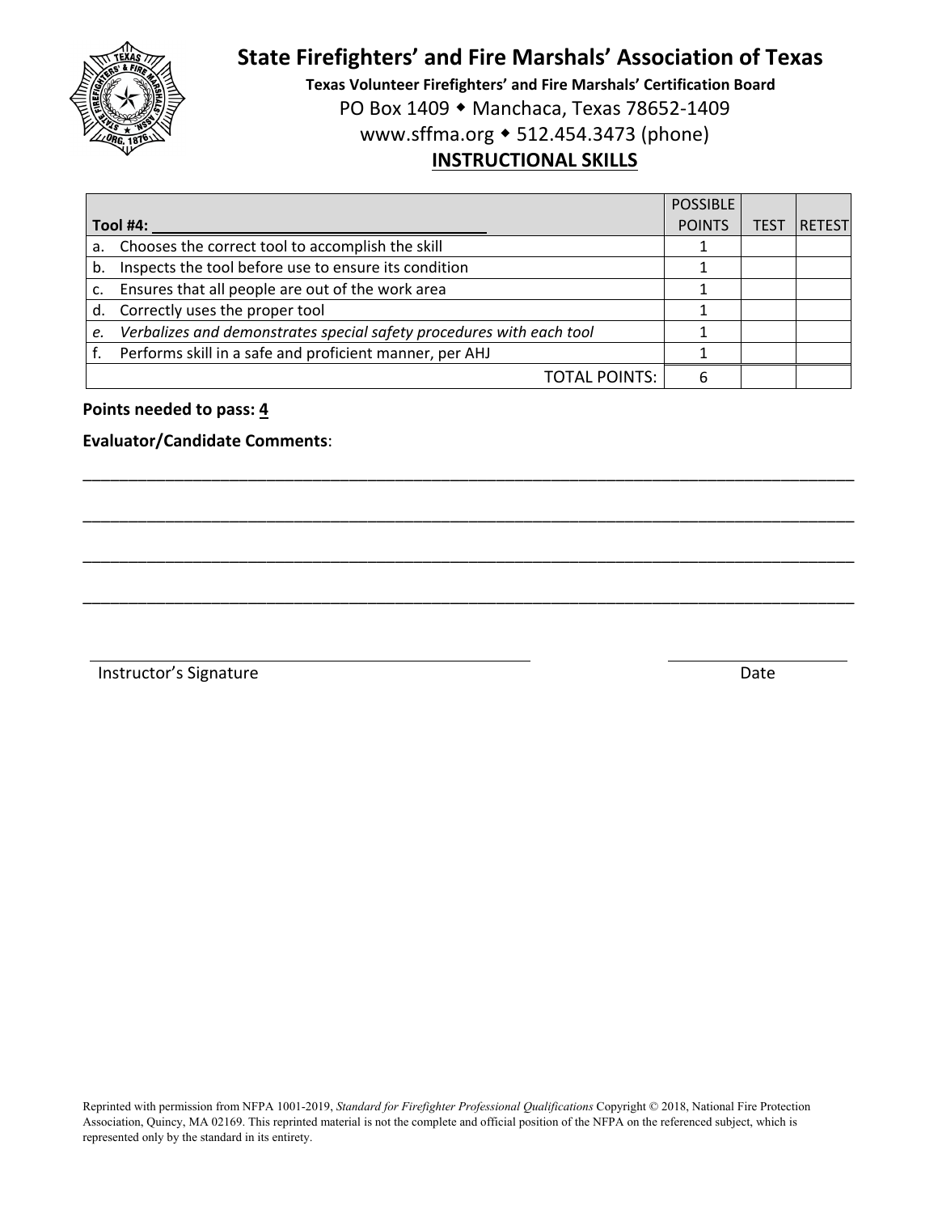# State Firefighters' and Fire Marshals' Association of Texas

**Texas Volunteer Firefighters' and Fire Marshals' Certification Board**

PO Box 1409 ◆ Manchaca, Texas 78652-1409

www.sffma.org ◆ 512.454.3473 (phone)

## INSTRUCTIONAL SKILLS

| **Tool #4:** ______________________________ | POSSIBLE POINTS | TEST | RETEST |
|---|---|---|---|
| a. Chooses the correct tool to accomplish the skill | 1 | | |
| b. Inspects the tool before use to ensure its condition | 1 | | |
| c. Ensures that all people are out of the work area | 1 | | |
| d. Correctly uses the proper tool | 1 | | |
| *e. Verbalizes and demonstrates special safety procedures with each tool* | 1 | | |
| f. Performs skill in a safe and proficient manner, per AHJ | 1 | | |
| TOTAL POINTS: | 6 | | |

**Points needed to pass: 4**

**Evaluator/Candidate Comments**:

______________________________________________________________________________

______________________________________________________________________________

______________________________________________________________________________

______________________________________________________________________________

____________________________________________ ____________________

Instructor's Signature Date

Reprinted with permission from NFPA 1001-2019, *Standard for Firefighter Professional Qualifications* Copyright © 2018, National Fire Protection Association, Quincy, MA 02169. This reprinted material is not the complete and official position of the NFPA on the referenced subject, which is represented only by the standard in its entirety.